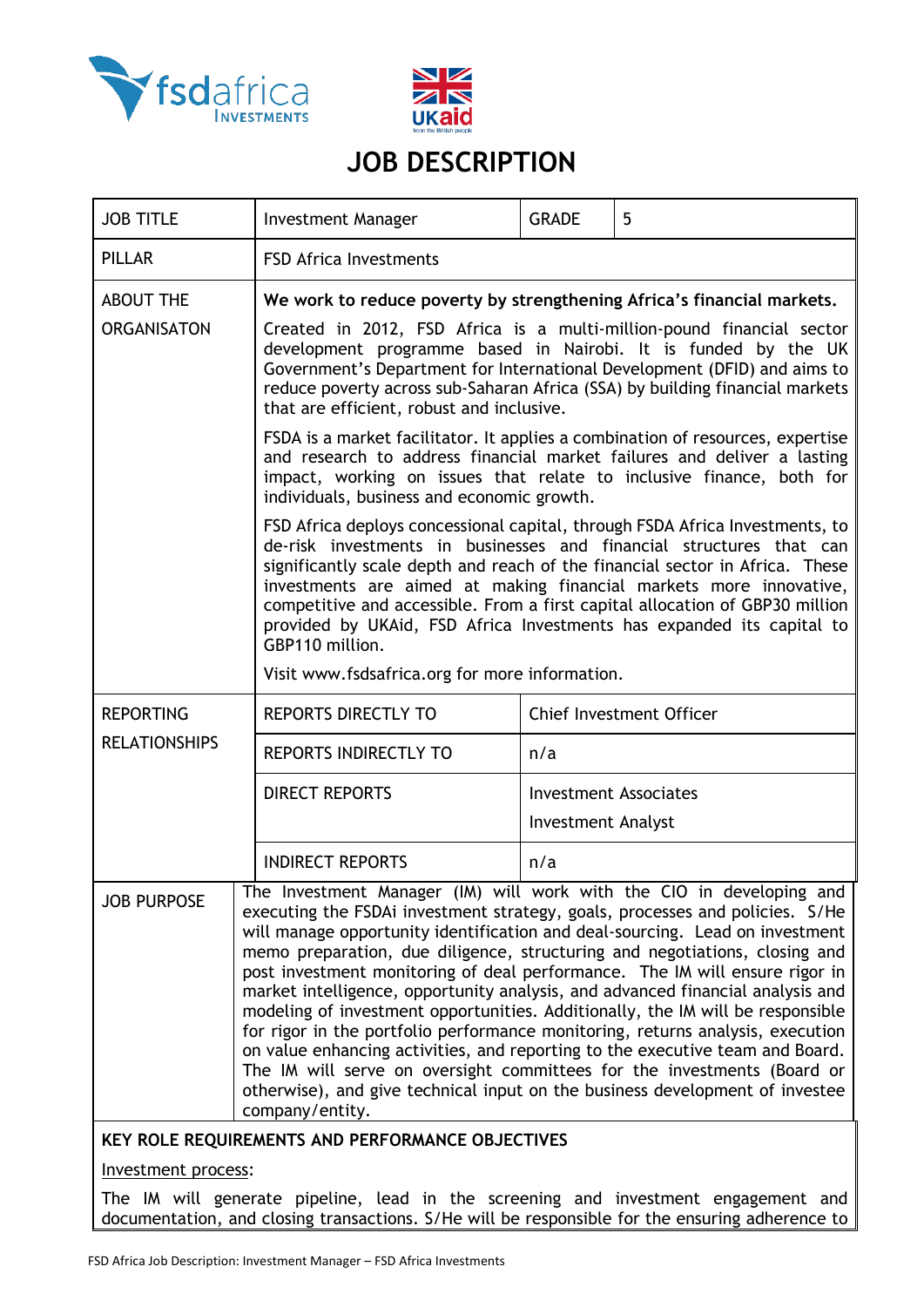# JOB DESCRIPTION

| JOB TITLE | Investment Manager | GRADE | 5 |
|---|---|---|---|
| PILLAR | FSD Africa Investments | | |
| ABOUT THE ORGANISATON | **We work to reduce poverty by strengthening Africa's financial markets.**<br><br>Created in 2012, FSD Africa is a multi-million-pound financial sector development programme based in Nairobi. It is funded by the UK Government's Department for International Development (DFID) and aims to reduce poverty across sub-Saharan Africa (SSA) by building financial markets that are efficient, robust and inclusive.<br><br>FSDA is a market facilitator. It applies a combination of resources, expertise and research to address financial market failures and deliver a lasting impact, working on issues that relate to inclusive finance, both for individuals, business and economic growth.<br><br>FSD Africa deploys concessional capital, through FSDA Africa Investments, to de-risk investments in businesses and financial structures that can significantly scale depth and reach of the financial sector in Africa. These investments are aimed at making financial markets more innovative, competitive and accessible. From a first capital allocation of GBP30 million provided by UKAid, FSD Africa Investments has expanded its capital to GBP110 million.<br><br>Visit www.fsdsafrica.org for more information. | | |
| REPORTING RELATIONSHIPS | REPORTS DIRECTLY TO | Chief Investment Officer | |
| | REPORTS INDIRECTLY TO | n/a | |
| | DIRECT REPORTS | Investment Associates<br>Investment Analyst | |
| | INDIRECT REPORTS | n/a | |
| JOB PURPOSE | The Investment Manager (IM) will work with the CIO in developing and executing the FSDAi investment strategy, goals, processes and policies. S/He will manage opportunity identification and deal-sourcing. Lead on investment memo preparation, due diligence, structuring and negotiations, closing and post investment monitoring of deal performance. The IM will ensure rigor in market intelligence, opportunity analysis, and advanced financial analysis and modeling of investment opportunities. Additionally, the IM will be responsible for rigor in the portfolio performance monitoring, returns analysis, execution on value enhancing activities, and reporting to the executive team and Board. The IM will serve on oversight committees for the investments (Board or otherwise), and give technical input on the business development of investee company/entity. | | |

**KEY ROLE REQUIREMENTS AND PERFORMANCE OBJECTIVES**

Investment process:

The IM will generate pipeline, lead in the screening and investment engagement and documentation, and closing transactions. S/He will be responsible for the ensuring adherence to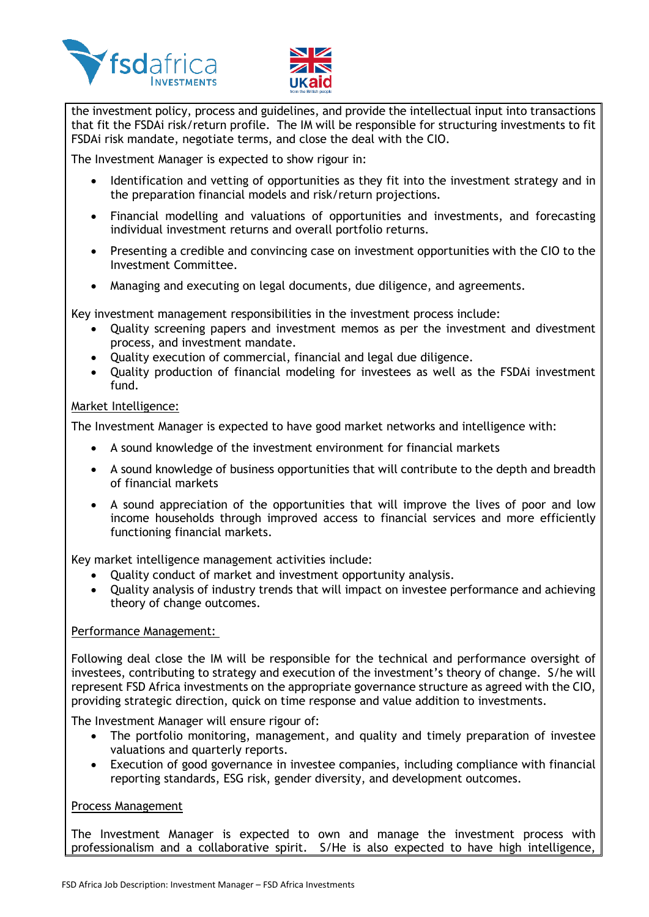the investment policy, process and guidelines, and provide the intellectual input into transactions that fit the FSDAi risk/return profile. The IM will be responsible for structuring investments to fit FSDAi risk mandate, negotiate terms, and close the deal with the CIO.

The Investment Manager is expected to show rigour in:

- Identification and vetting of opportunities as they fit into the investment strategy and in the preparation financial models and risk/return projections.
- Financial modelling and valuations of opportunities and investments, and forecasting individual investment returns and overall portfolio returns.
- Presenting a credible and convincing case on investment opportunities with the CIO to the Investment Committee.
- Managing and executing on legal documents, due diligence, and agreements.

Key investment management responsibilities in the investment process include:

- Quality screening papers and investment memos as per the investment and divestment process, and investment mandate.
- Quality execution of commercial, financial and legal due diligence.
- Quality production of financial modeling for investees as well as the FSDAi investment fund.

Market Intelligence:

The Investment Manager is expected to have good market networks and intelligence with:

- A sound knowledge of the investment environment for financial markets
- A sound knowledge of business opportunities that will contribute to the depth and breadth of financial markets
- A sound appreciation of the opportunities that will improve the lives of poor and low income households through improved access to financial services and more efficiently functioning financial markets.

Key market intelligence management activities include:

- Quality conduct of market and investment opportunity analysis.
- Quality analysis of industry trends that will impact on investee performance and achieving theory of change outcomes.

Performance Management:

Following deal close the IM will be responsible for the technical and performance oversight of investees, contributing to strategy and execution of the investment's theory of change. S/he will represent FSD Africa investments on the appropriate governance structure as agreed with the CIO, providing strategic direction, quick on time response and value addition to investments.

The Investment Manager will ensure rigour of:

- The portfolio monitoring, management, and quality and timely preparation of investee valuations and quarterly reports.
- Execution of good governance in investee companies, including compliance with financial reporting standards, ESG risk, gender diversity, and development outcomes.

Process Management

The Investment Manager is expected to own and manage the investment process with professionalism and a collaborative spirit. S/He is also expected to have high intelligence,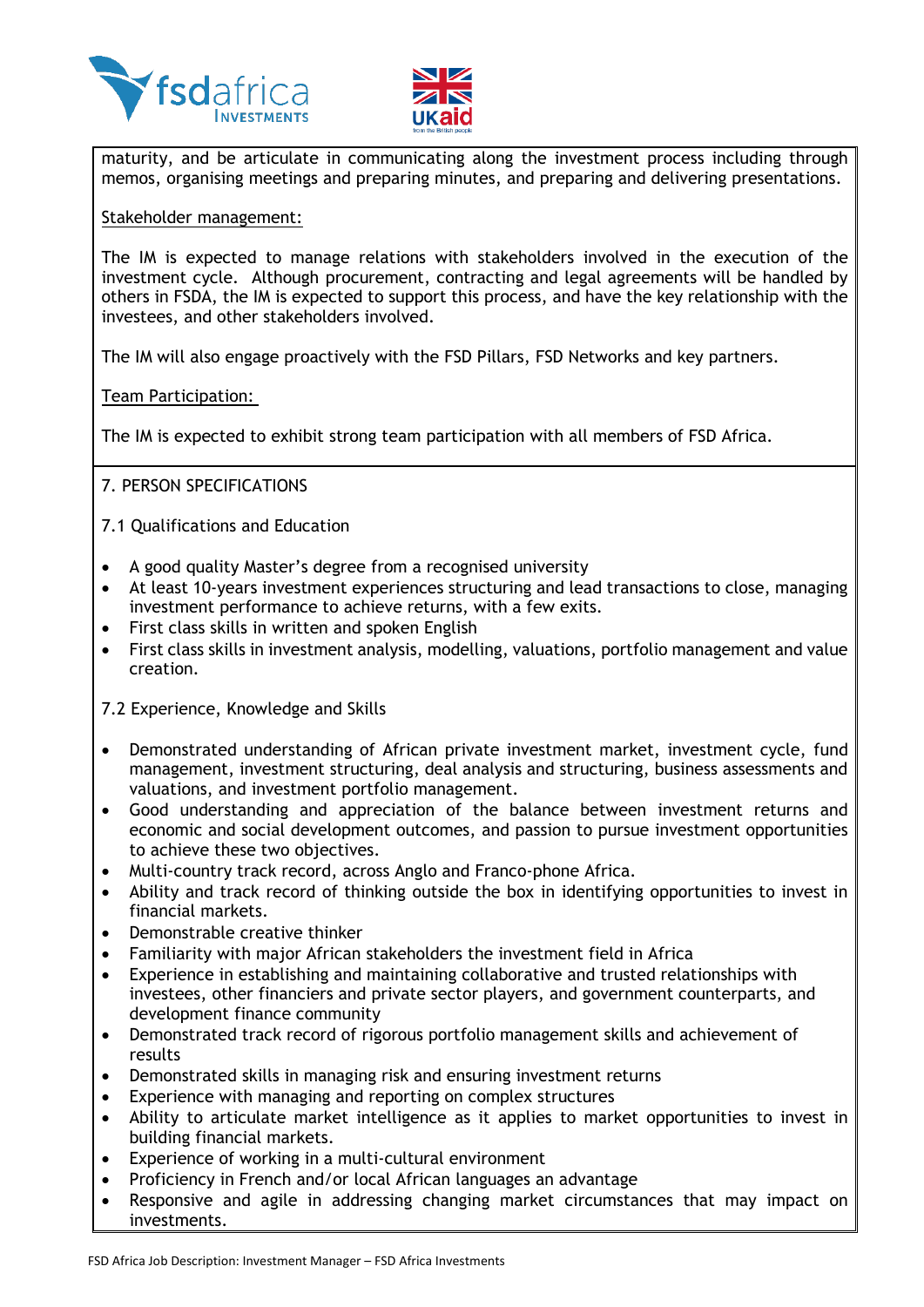maturity, and be articulate in communicating along the investment process including through memos, organising meetings and preparing minutes, and preparing and delivering presentations.

Stakeholder management:

The IM is expected to manage relations with stakeholders involved in the execution of the investment cycle. Although procurement, contracting and legal agreements will be handled by others in FSDA, the IM is expected to support this process, and have the key relationship with the investees, and other stakeholders involved.

The IM will also engage proactively with the FSD Pillars, FSD Networks and key partners.

Team Participation:

The IM is expected to exhibit strong team participation with all members of FSD Africa.

## 7. PERSON SPECIFICATIONS

### 7.1 Qualifications and Education

- A good quality Master's degree from a recognised university
- At least 10-years investment experiences structuring and lead transactions to close, managing investment performance to achieve returns, with a few exits.
- First class skills in written and spoken English
- First class skills in investment analysis, modelling, valuations, portfolio management and value creation.

### 7.2 Experience, Knowledge and Skills

- Demonstrated understanding of African private investment market, investment cycle, fund management, investment structuring, deal analysis and structuring, business assessments and valuations, and investment portfolio management.
- Good understanding and appreciation of the balance between investment returns and economic and social development outcomes, and passion to pursue investment opportunities to achieve these two objectives.
- Multi-country track record, across Anglo and Franco-phone Africa.
- Ability and track record of thinking outside the box in identifying opportunities to invest in financial markets.
- Demonstrable creative thinker
- Familiarity with major African stakeholders the investment field in Africa
- Experience in establishing and maintaining collaborative and trusted relationships with investees, other financiers and private sector players, and government counterparts, and development finance community
- Demonstrated track record of rigorous portfolio management skills and achievement of results
- Demonstrated skills in managing risk and ensuring investment returns
- Experience with managing and reporting on complex structures
- Ability to articulate market intelligence as it applies to market opportunities to invest in building financial markets.
- Experience of working in a multi-cultural environment
- Proficiency in French and/or local African languages an advantage
- Responsive and agile in addressing changing market circumstances that may impact on investments.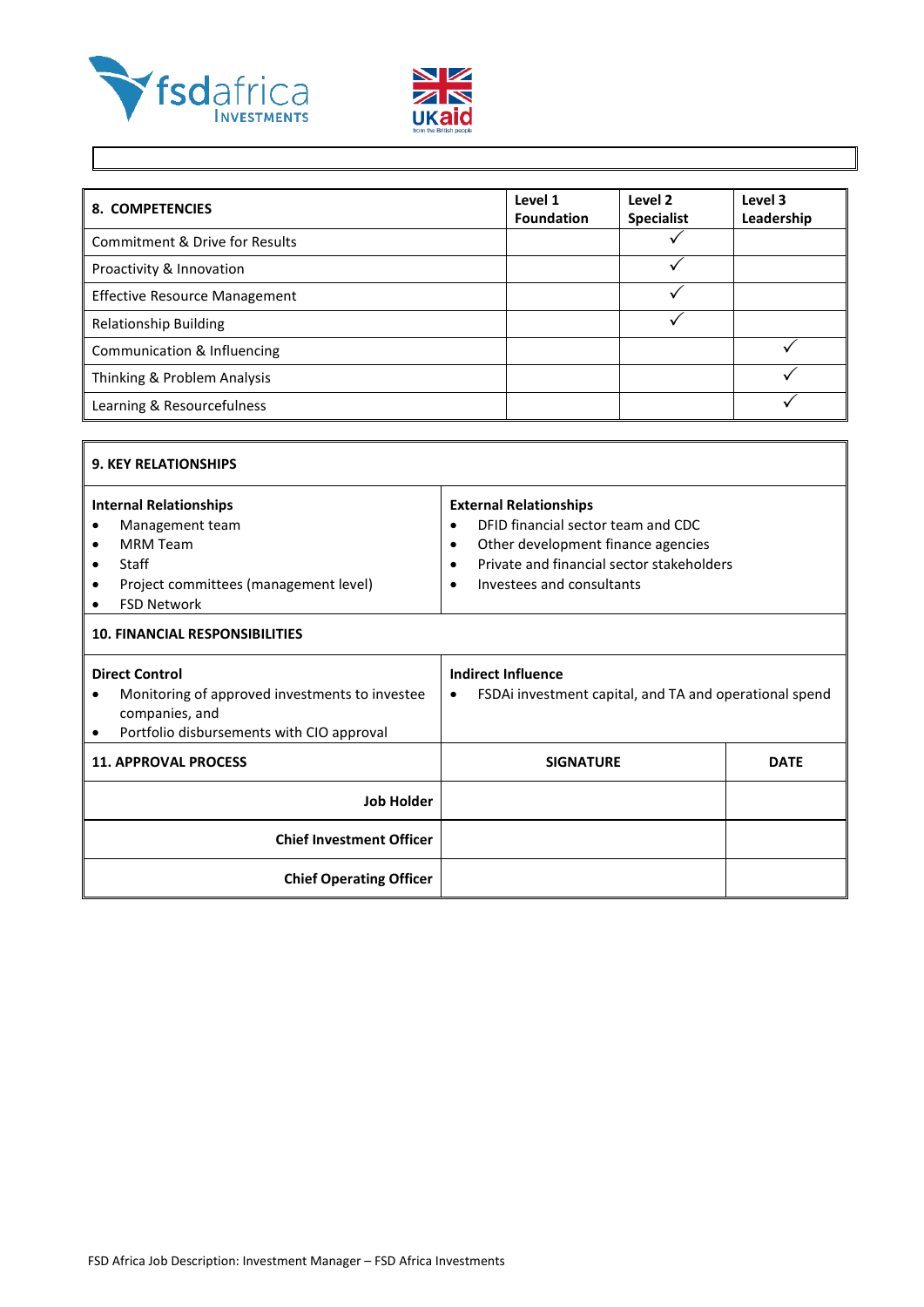| 8. COMPETENCIES | Level 1 Foundation | Level 2 Specialist | Level 3 Leadership |
|---|---|---|---|
| Commitment & Drive for Results | | ✓ | |
| Proactivity & Innovation | | ✓ | |
| Effective Resource Management | | ✓ | |
| Relationship Building | | ✓ | |
| Communication & Influencing | | | ✓ |
| Thinking & Problem Analysis | | | ✓ |
| Learning & Resourcefulness | | | ✓ |

**9. KEY RELATIONSHIPS**

**Internal Relationships**
- Management team
- MRM Team
- Staff
- Project committees (management level)
- FSD Network

**External Relationships**
- DFID financial sector team and CDC
- Other development finance agencies
- Private and financial sector stakeholders
- Investees and consultants

**10. FINANCIAL RESPONSIBILITIES**

**Direct Control**
- Monitoring of approved investments to investee companies, and
- Portfolio disbursements with CIO approval

**Indirect Influence**
- FSDAi investment capital, and TA and operational spend

| 11. APPROVAL PROCESS | SIGNATURE | DATE |
|---|---|---|
| Job Holder | | |
| Chief Investment Officer | | |
| Chief Operating Officer | | |